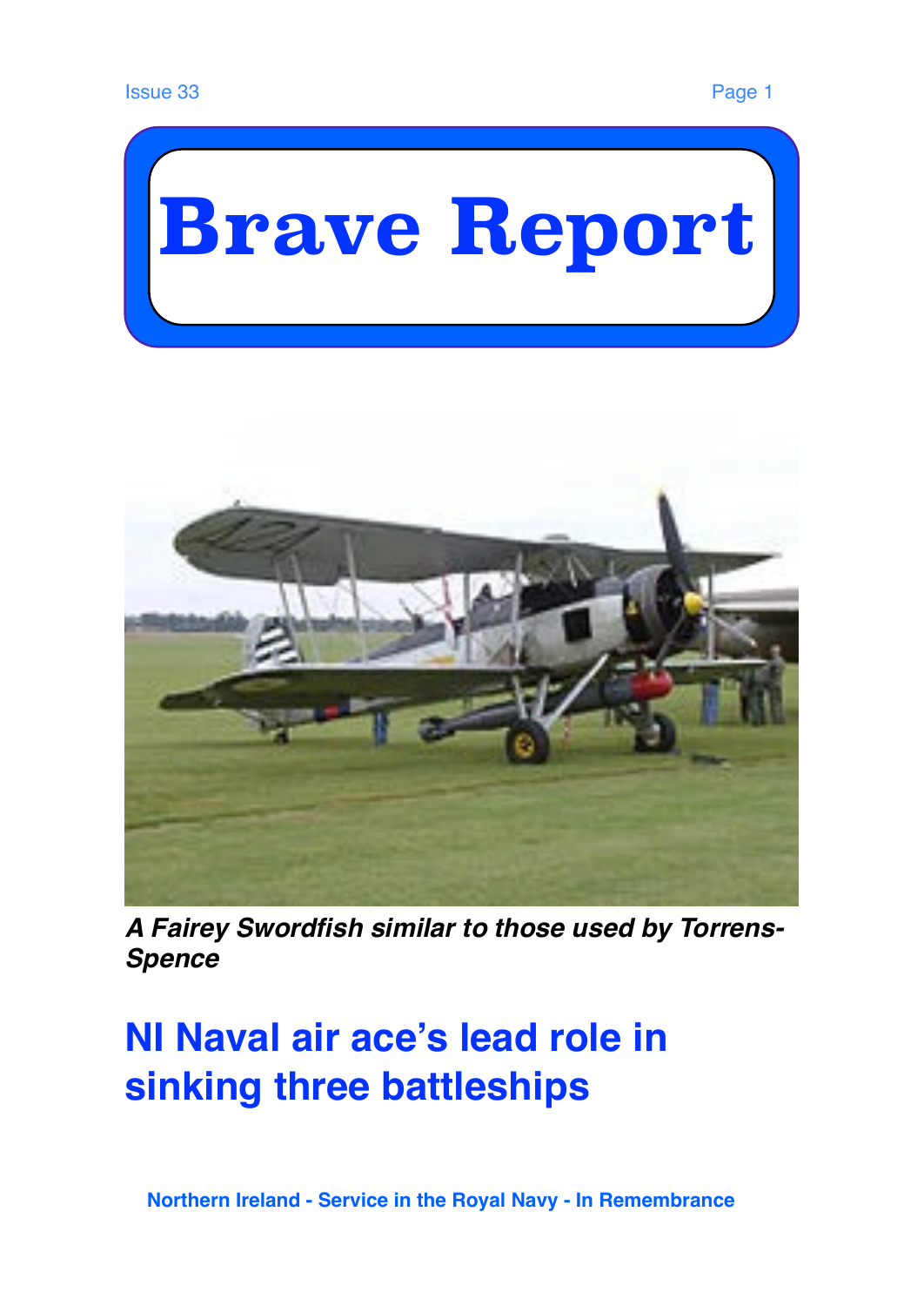# Brave Report

*A Fairey Swordfish similar to those used by Torrens-Spence*

## NI Naval air ace's lead role in sinking three battleships

**Northern Ireland - Service in the Royal Navy - In Remembrance**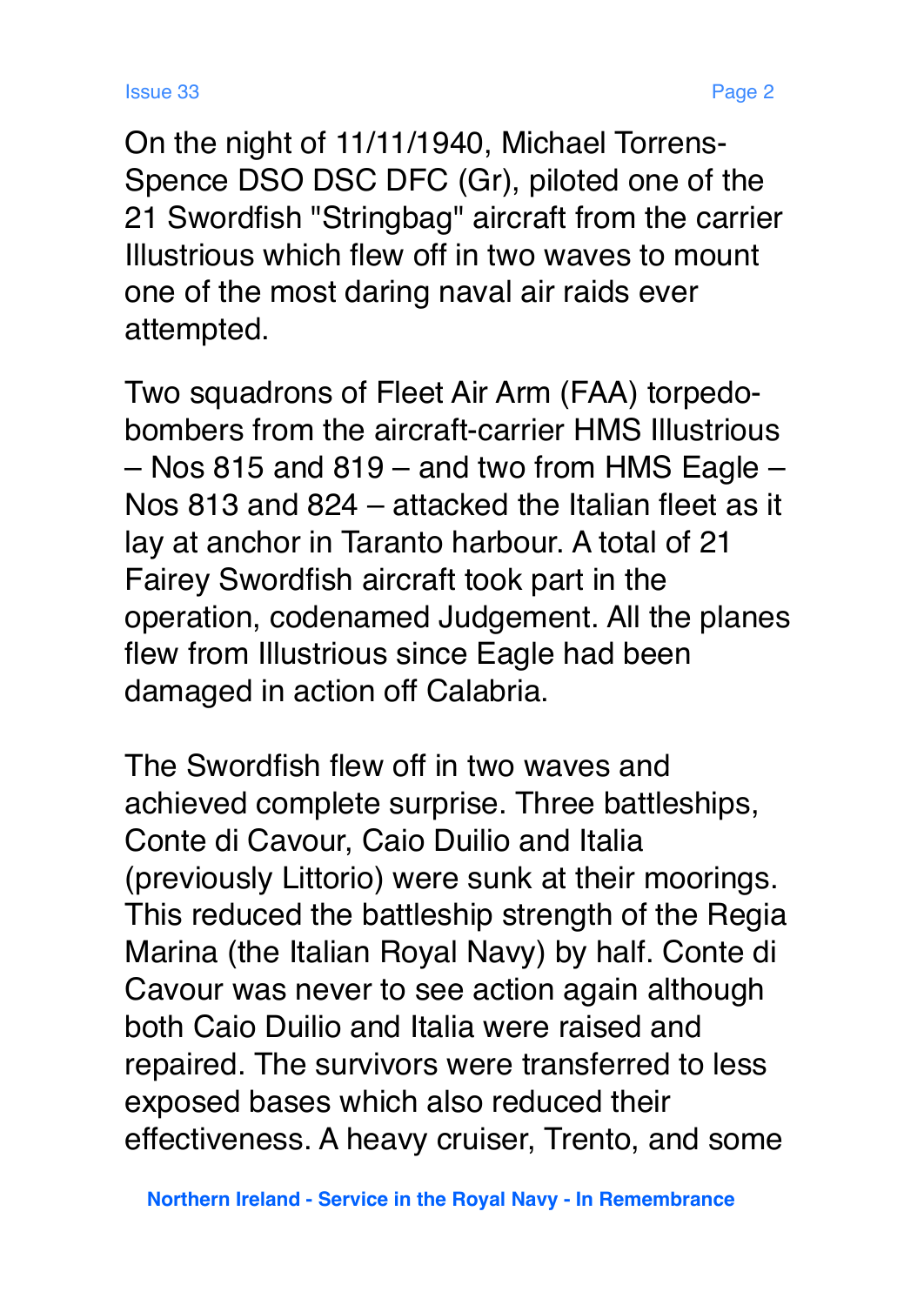On the night of 11/11/1940, Michael Torrens-Spence DSO DSC DFC (Gr), piloted one of the 21 Swordfish "Stringbag" aircraft from the carrier Illustrious which flew off in two waves to mount one of the most daring naval air raids ever attempted.

Two squadrons of Fleet Air Arm (FAA) torpedo-bombers from the aircraft-carrier HMS Illustrious – Nos 815 and 819 – and two from HMS Eagle – Nos 813 and 824 – attacked the Italian fleet as it lay at anchor in Taranto harbour. A total of 21 Fairey Swordfish aircraft took part in the operation, codenamed Judgement. All the planes flew from Illustrious since Eagle had been damaged in action off Calabria.

The Swordfish flew off in two waves and achieved complete surprise. Three battleships, Conte di Cavour, Caio Duilio and Italia (previously Littorio) were sunk at their moorings. This reduced the battleship strength of the Regia Marina (the Italian Royal Navy) by half. Conte di Cavour was never to see action again although both Caio Duilio and Italia were raised and repaired. The survivors were transferred to less exposed bases which also reduced their effectiveness. A heavy cruiser, Trento, and some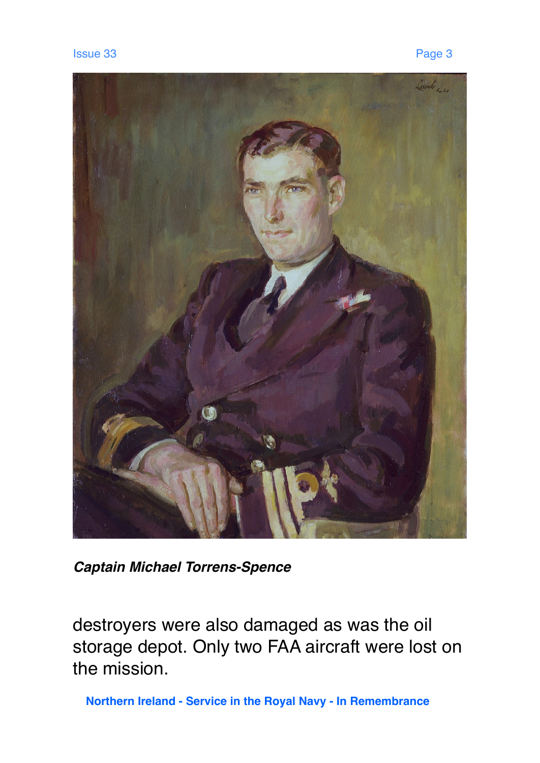***Captain Michael Torrens-Spence***

destroyers were also damaged as was the oil storage depot. Only two FAA aircraft were lost on the mission.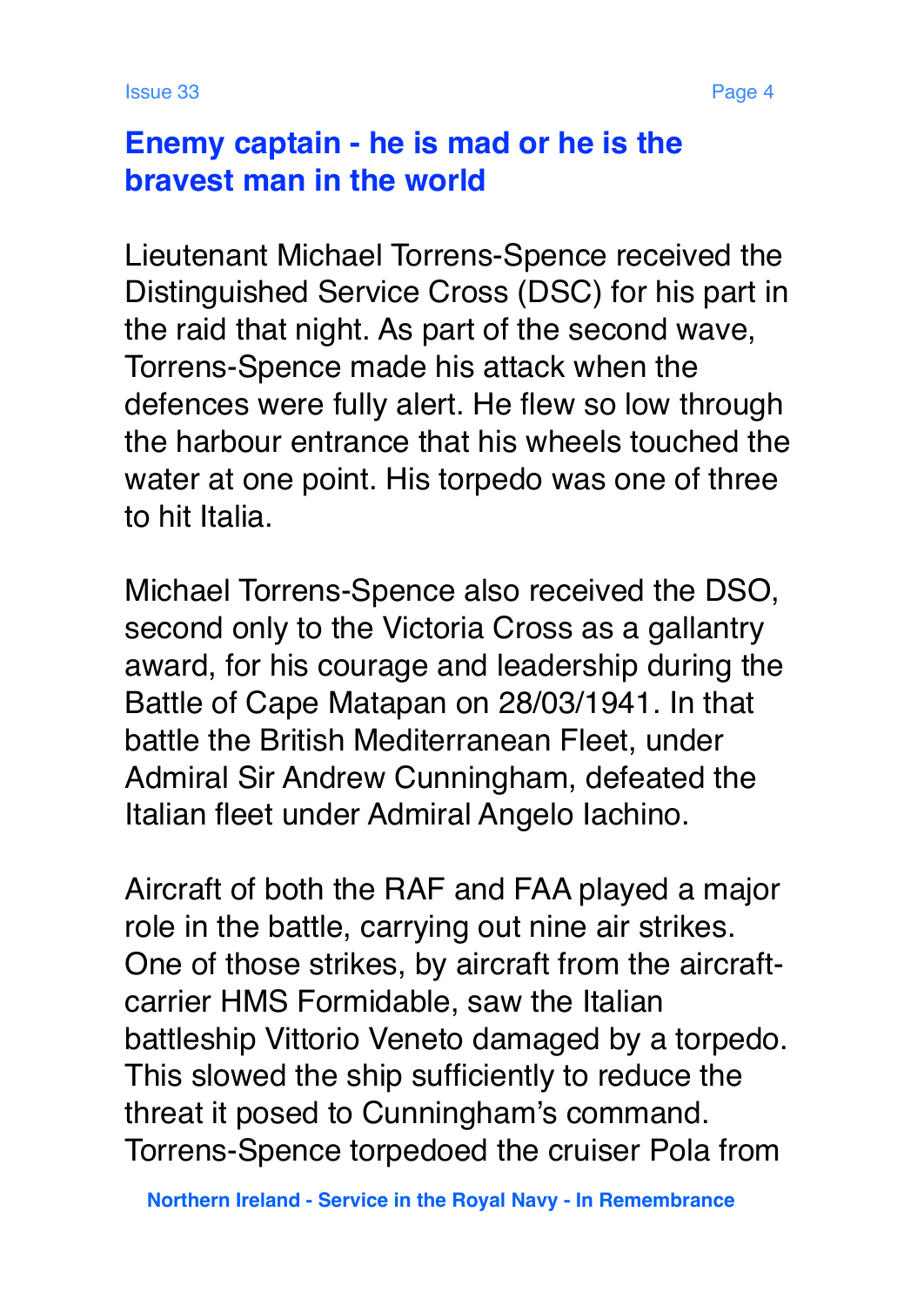## Enemy captain - he is mad or he is the bravest man in the world

Lieutenant Michael Torrens-Spence received the Distinguished Service Cross (DSC) for his part in the raid that night. As part of the second wave, Torrens-Spence made his attack when the defences were fully alert. He flew so low through the harbour entrance that his wheels touched the water at one point. His torpedo was one of three to hit Italia.

Michael Torrens-Spence also received the DSO, second only to the Victoria Cross as a gallantry award, for his courage and leadership during the Battle of Cape Matapan on 28/03/1941. In that battle the British Mediterranean Fleet, under Admiral Sir Andrew Cunningham, defeated the Italian fleet under Admiral Angelo Iachino.

Aircraft of both the RAF and FAA played a major role in the battle, carrying out nine air strikes. One of those strikes, by aircraft from the aircraft-carrier HMS Formidable, saw the Italian battleship Vittorio Veneto damaged by a torpedo. This slowed the ship sufficiently to reduce the threat it posed to Cunningham's command. Torrens-Spence torpedoed the cruiser Pola from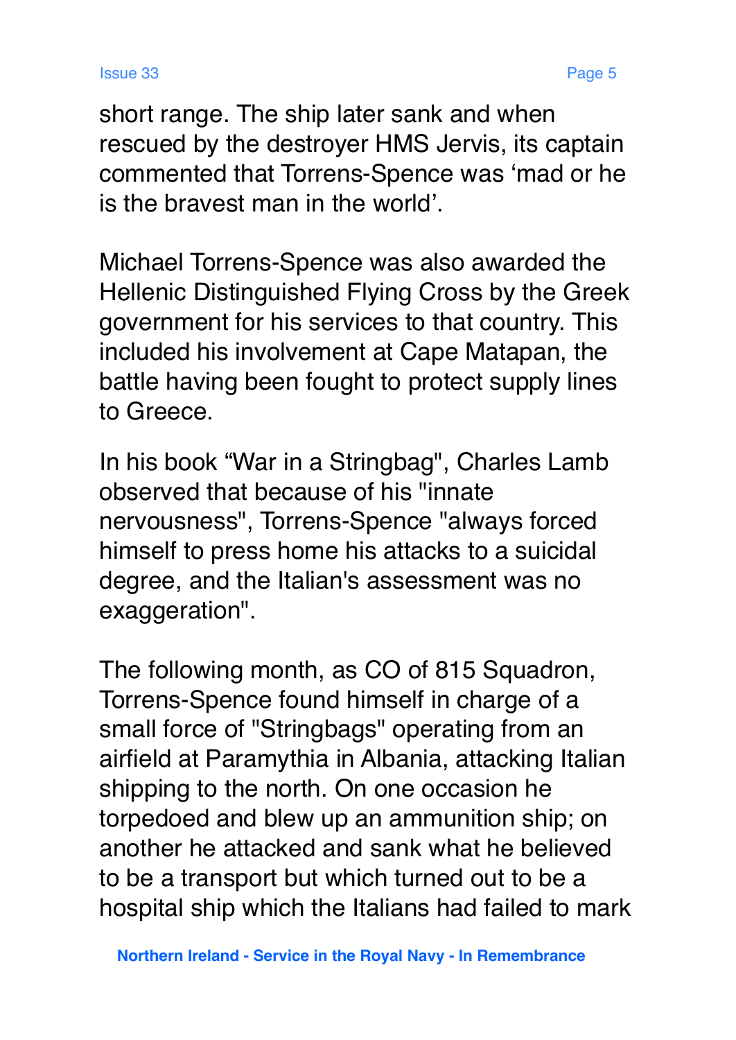short range. The ship later sank and when rescued by the destroyer HMS Jervis, its captain commented that Torrens-Spence was 'mad or he is the bravest man in the world'.

Michael Torrens-Spence was also awarded the Hellenic Distinguished Flying Cross by the Greek government for his services to that country. This included his involvement at Cape Matapan, the battle having been fought to protect supply lines to Greece.

In his book "War in a Stringbag", Charles Lamb observed that because of his "innate nervousness", Torrens-Spence "always forced himself to press home his attacks to a suicidal degree, and the Italian's assessment was no exaggeration".

The following month, as CO of 815 Squadron, Torrens-Spence found himself in charge of a small force of "Stringbags" operating from an airfield at Paramythia in Albania, attacking Italian shipping to the north. On one occasion he torpedoed and blew up an ammunition ship; on another he attacked and sank what he believed to be a transport but which turned out to be a hospital ship which the Italians had failed to mark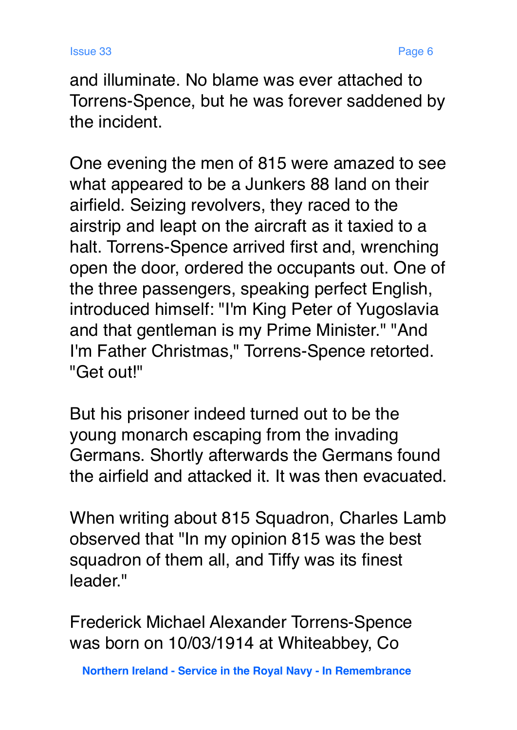and illuminate. No blame was ever attached to Torrens-Spence, but he was forever saddened by the incident.

One evening the men of 815 were amazed to see what appeared to be a Junkers 88 land on their airfield. Seizing revolvers, they raced to the airstrip and leapt on the aircraft as it taxied to a halt. Torrens-Spence arrived first and, wrenching open the door, ordered the occupants out. One of the three passengers, speaking perfect English, introduced himself: "I'm King Peter of Yugoslavia and that gentleman is my Prime Minister." "And I'm Father Christmas," Torrens-Spence retorted. "Get out!"

But his prisoner indeed turned out to be the young monarch escaping from the invading Germans. Shortly afterwards the Germans found the airfield and attacked it. It was then evacuated.

When writing about 815 Squadron, Charles Lamb observed that "In my opinion 815 was the best squadron of them all, and Tiffy was its finest leader."

Frederick Michael Alexander Torrens-Spence was born on 10/03/1914 at Whiteabbey, Co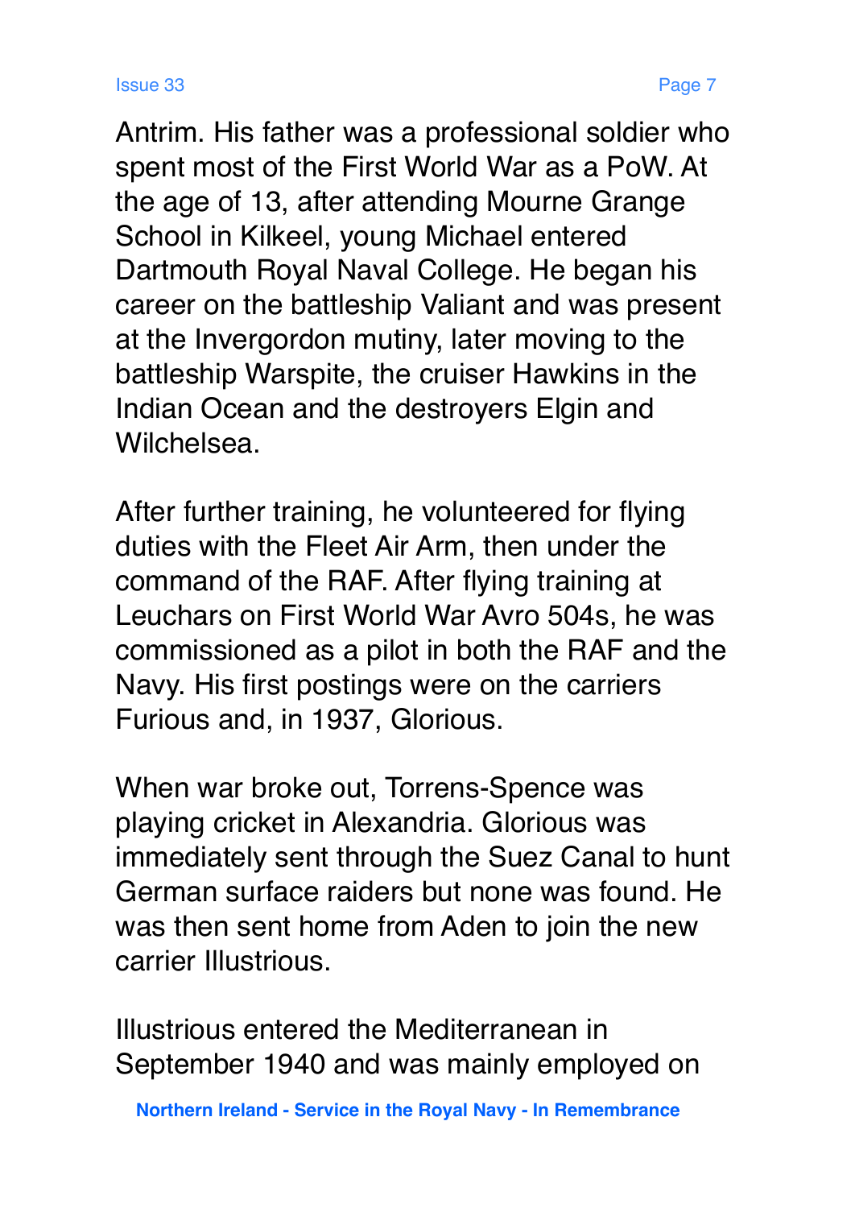Antrim. His father was a professional soldier who spent most of the First World War as a PoW. At the age of 13, after attending Mourne Grange School in Kilkeel, young Michael entered Dartmouth Royal Naval College. He began his career on the battleship Valiant and was present at the Invergordon mutiny, later moving to the battleship Warspite, the cruiser Hawkins in the Indian Ocean and the destroyers Elgin and Wilchelsea.

After further training, he volunteered for flying duties with the Fleet Air Arm, then under the command of the RAF. After flying training at Leuchars on First World War Avro 504s, he was commissioned as a pilot in both the RAF and the Navy. His first postings were on the carriers Furious and, in 1937, Glorious.

When war broke out, Torrens-Spence was playing cricket in Alexandria. Glorious was immediately sent through the Suez Canal to hunt German surface raiders but none was found. He was then sent home from Aden to join the new carrier Illustrious.

Illustrious entered the Mediterranean in September 1940 and was mainly employed on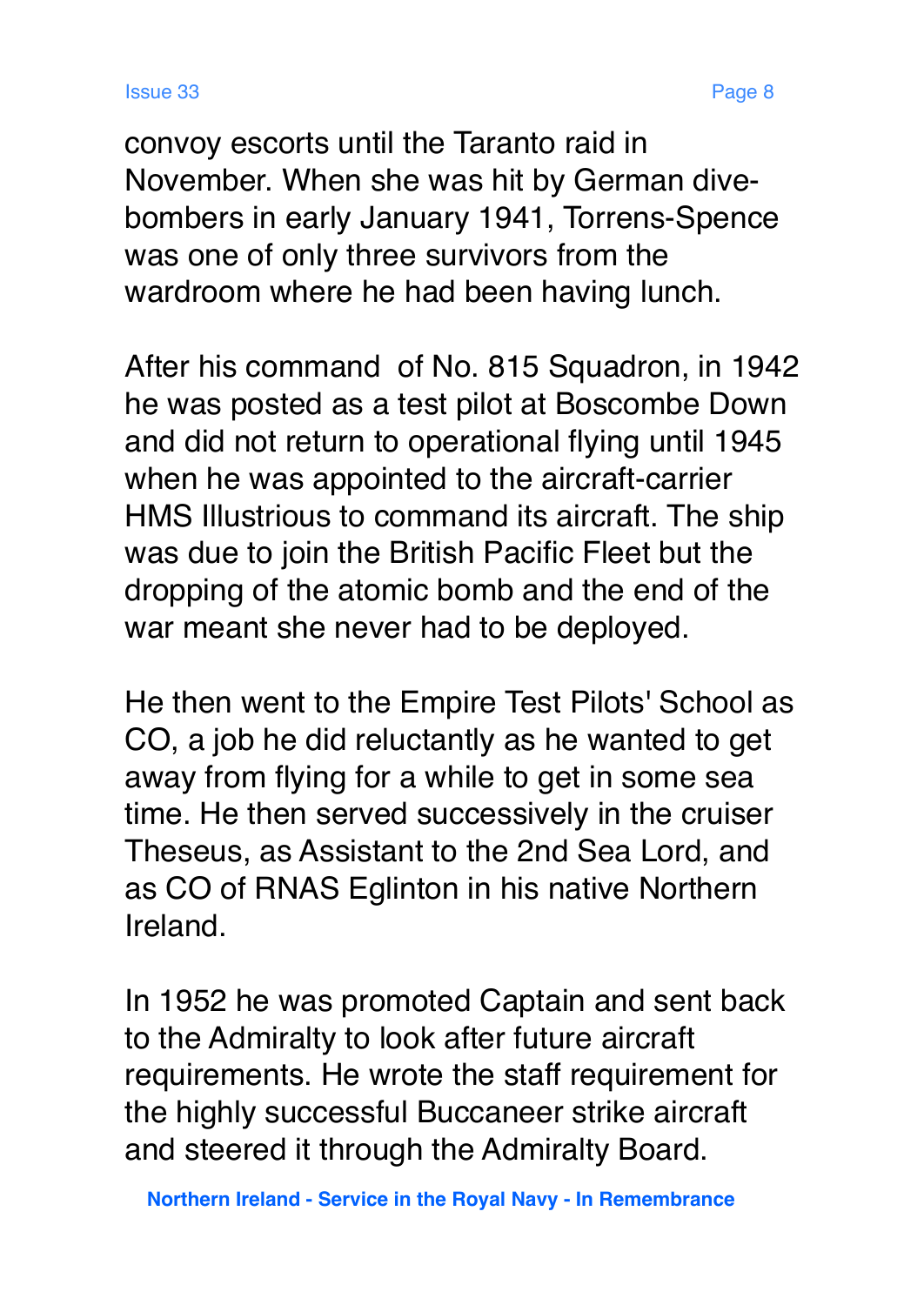convoy escorts until the Taranto raid in November. When she was hit by German dive-bombers in early January 1941, Torrens-Spence was one of only three survivors from the wardroom where he had been having lunch.

After his command of No. 815 Squadron, in 1942 he was posted as a test pilot at Boscombe Down and did not return to operational flying until 1945 when he was appointed to the aircraft-carrier HMS Illustrious to command its aircraft. The ship was due to join the British Pacific Fleet but the dropping of the atomic bomb and the end of the war meant she never had to be deployed.

He then went to the Empire Test Pilots' School as CO, a job he did reluctantly as he wanted to get away from flying for a while to get in some sea time. He then served successively in the cruiser Theseus, as Assistant to the 2nd Sea Lord, and as CO of RNAS Eglinton in his native Northern Ireland.

In 1952 he was promoted Captain and sent back to the Admiralty to look after future aircraft requirements. He wrote the staff requirement for the highly successful Buccaneer strike aircraft and steered it through the Admiralty Board.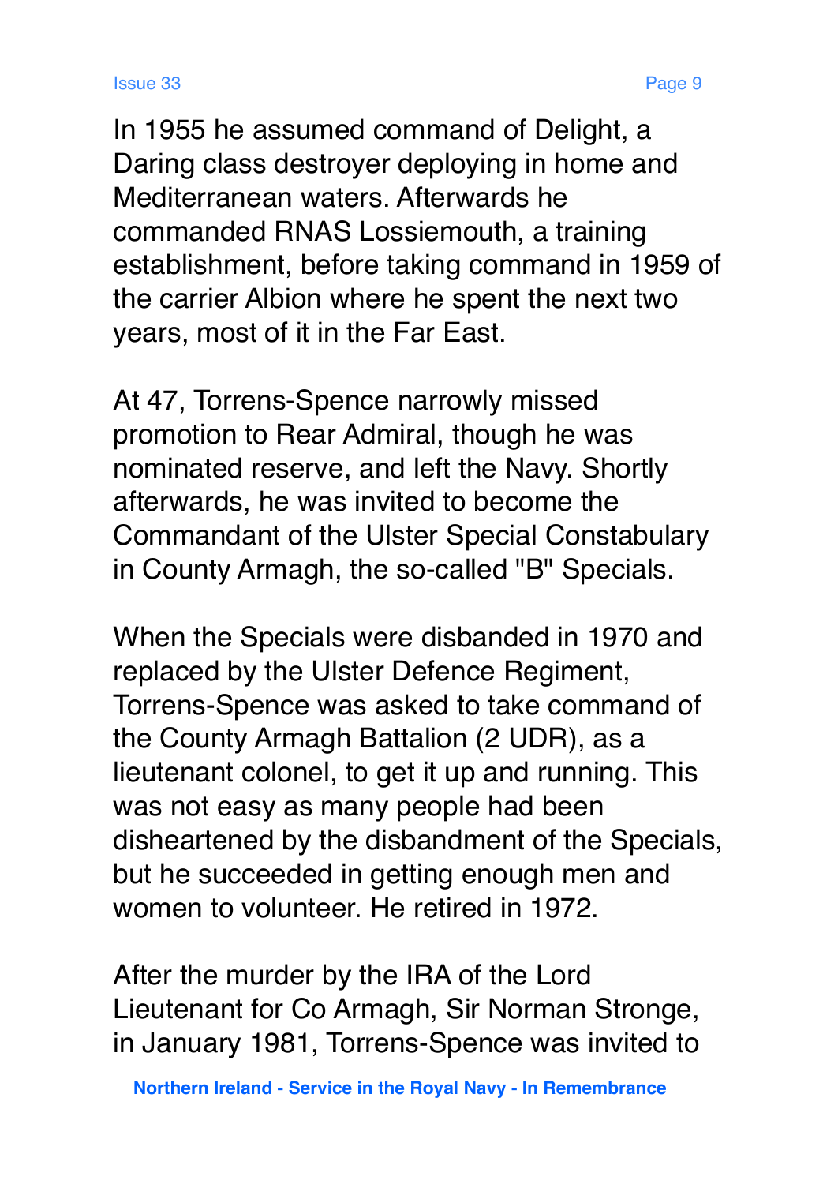In 1955 he assumed command of Delight, a Daring class destroyer deploying in home and Mediterranean waters. Afterwards he commanded RNAS Lossiemouth, a training establishment, before taking command in 1959 of the carrier Albion where he spent the next two years, most of it in the Far East.

At 47, Torrens-Spence narrowly missed promotion to Rear Admiral, though he was nominated reserve, and left the Navy. Shortly afterwards, he was invited to become the Commandant of the Ulster Special Constabulary in County Armagh, the so-called "B" Specials.

When the Specials were disbanded in 1970 and replaced by the Ulster Defence Regiment, Torrens-Spence was asked to take command of the County Armagh Battalion (2 UDR), as a lieutenant colonel, to get it up and running. This was not easy as many people had been disheartened by the disbandment of the Specials, but he succeeded in getting enough men and women to volunteer. He retired in 1972.

After the murder by the IRA of the Lord Lieutenant for Co Armagh, Sir Norman Stronge, in January 1981, Torrens-Spence was invited to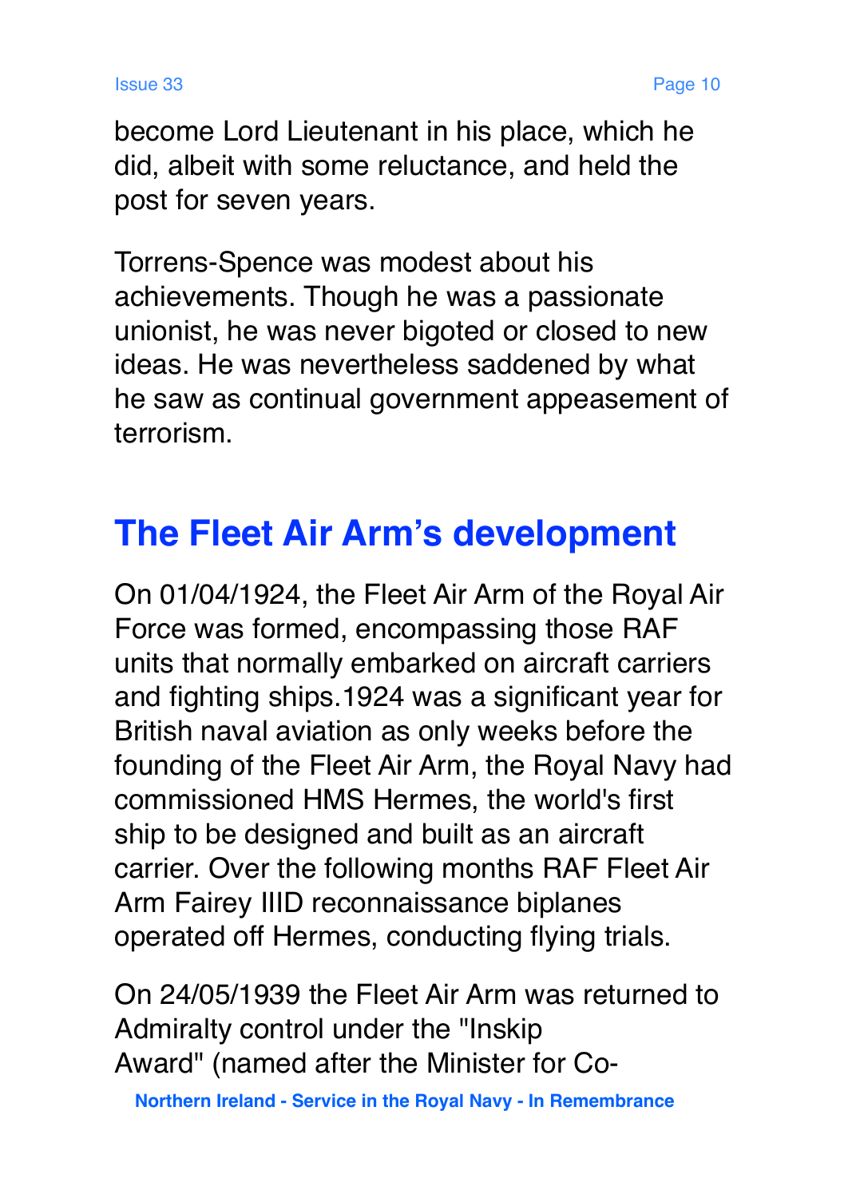become Lord Lieutenant in his place, which he did, albeit with some reluctance, and held the post for seven years.

Torrens-Spence was modest about his achievements. Though he was a passionate unionist, he was never bigoted or closed to new ideas. He was nevertheless saddened by what he saw as continual government appeasement of terrorism.

## The Fleet Air Arm's development

On 01/04/1924, the Fleet Air Arm of the Royal Air Force was formed, encompassing those RAF units that normally embarked on aircraft carriers and fighting ships.1924 was a significant year for British naval aviation as only weeks before the founding of the Fleet Air Arm, the Royal Navy had commissioned HMS Hermes, the world's first ship to be designed and built as an aircraft carrier. Over the following months RAF Fleet Air Arm Fairey IIID reconnaissance biplanes operated off Hermes, conducting flying trials.

On 24/05/1939 the Fleet Air Arm was returned to Admiralty control under the "Inskip Award" (named after the Minister for Co-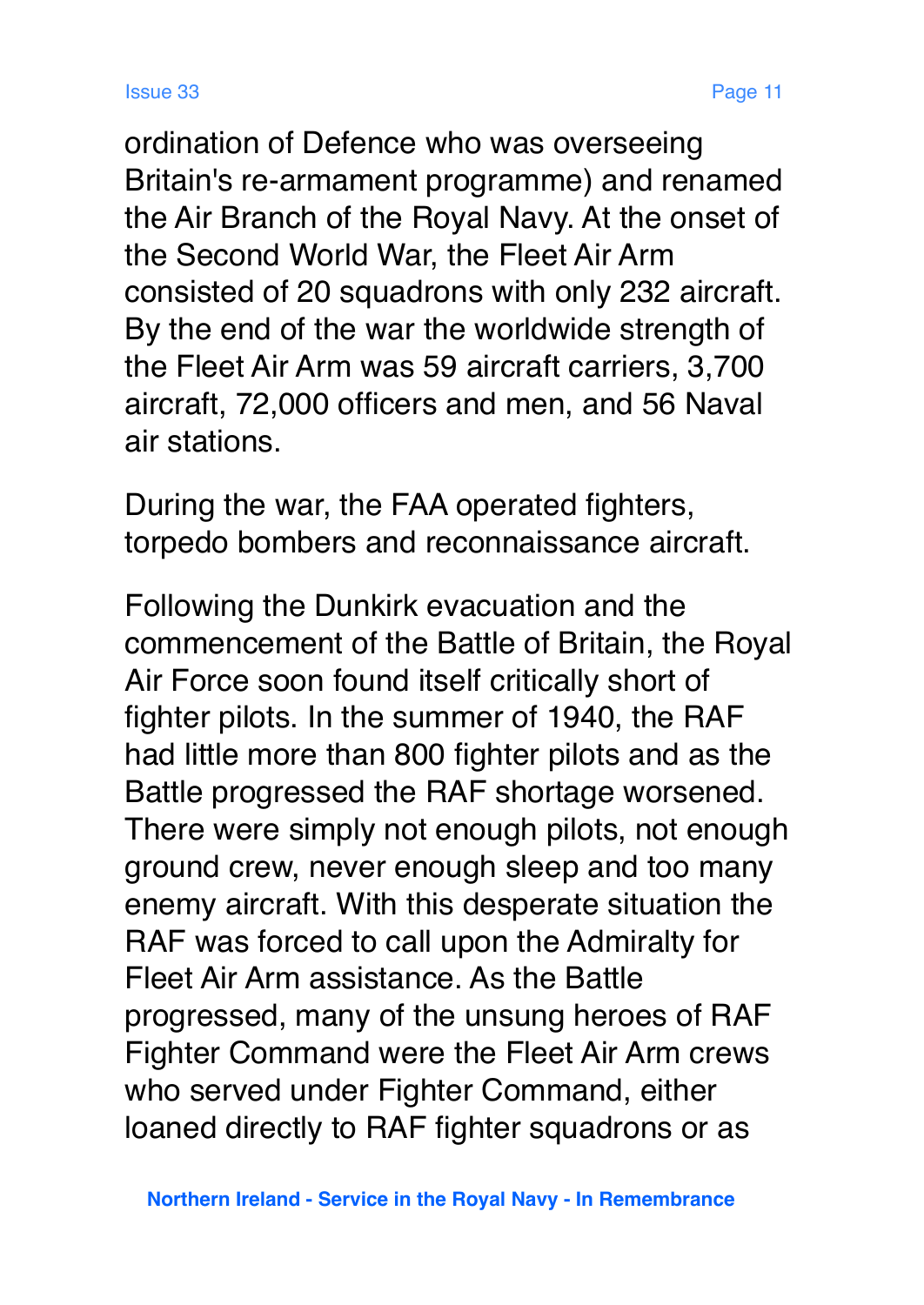ordination of Defence who was overseeing Britain's re-armament programme) and renamed the Air Branch of the Royal Navy. At the onset of the Second World War, the Fleet Air Arm consisted of 20 squadrons with only 232 aircraft. By the end of the war the worldwide strength of the Fleet Air Arm was 59 aircraft carriers, 3,700 aircraft, 72,000 officers and men, and 56 Naval air stations.

During the war, the FAA operated fighters, torpedo bombers and reconnaissance aircraft.

Following the Dunkirk evacuation and the commencement of the Battle of Britain, the Royal Air Force soon found itself critically short of fighter pilots. In the summer of 1940, the RAF had little more than 800 fighter pilots and as the Battle progressed the RAF shortage worsened. There were simply not enough pilots, not enough ground crew, never enough sleep and too many enemy aircraft. With this desperate situation the RAF was forced to call upon the Admiralty for Fleet Air Arm assistance. As the Battle progressed, many of the unsung heroes of RAF Fighter Command were the Fleet Air Arm crews who served under Fighter Command, either loaned directly to RAF fighter squadrons or as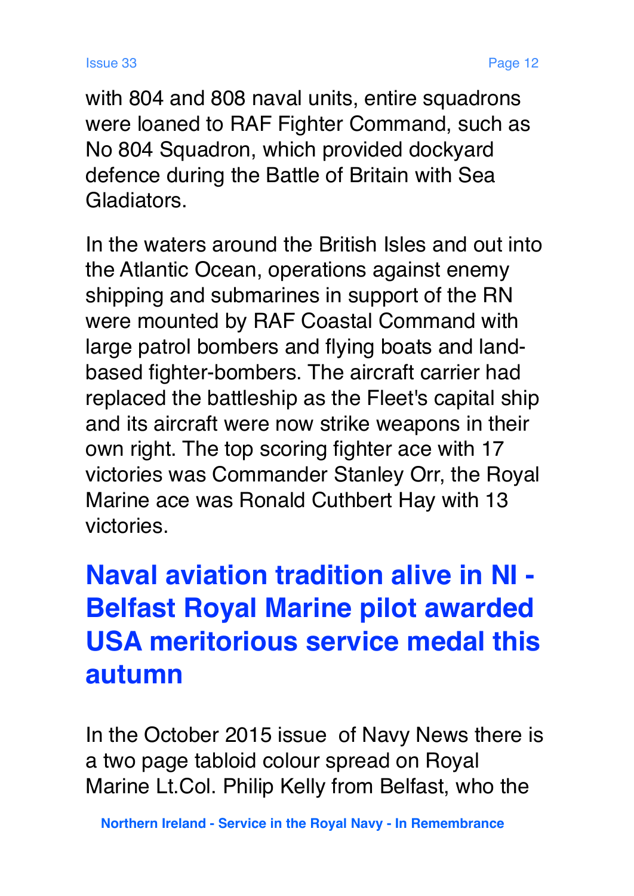with 804 and 808 naval units, entire squadrons were loaned to RAF Fighter Command, such as No 804 Squadron, which provided dockyard defence during the Battle of Britain with Sea Gladiators.

In the waters around the British Isles and out into the Atlantic Ocean, operations against enemy shipping and submarines in support of the RN were mounted by RAF Coastal Command with large patrol bombers and flying boats and land-based fighter-bombers. The aircraft carrier had replaced the battleship as the Fleet's capital ship and its aircraft were now strike weapons in their own right. The top scoring fighter ace with 17 victories was Commander Stanley Orr, the Royal Marine ace was Ronald Cuthbert Hay with 13 victories.

## Naval aviation tradition alive in NI - Belfast Royal Marine pilot awarded USA meritorious service medal this autumn

In the October 2015 issue of Navy News there is a two page tabloid colour spread on Royal Marine Lt.Col. Philip Kelly from Belfast, who the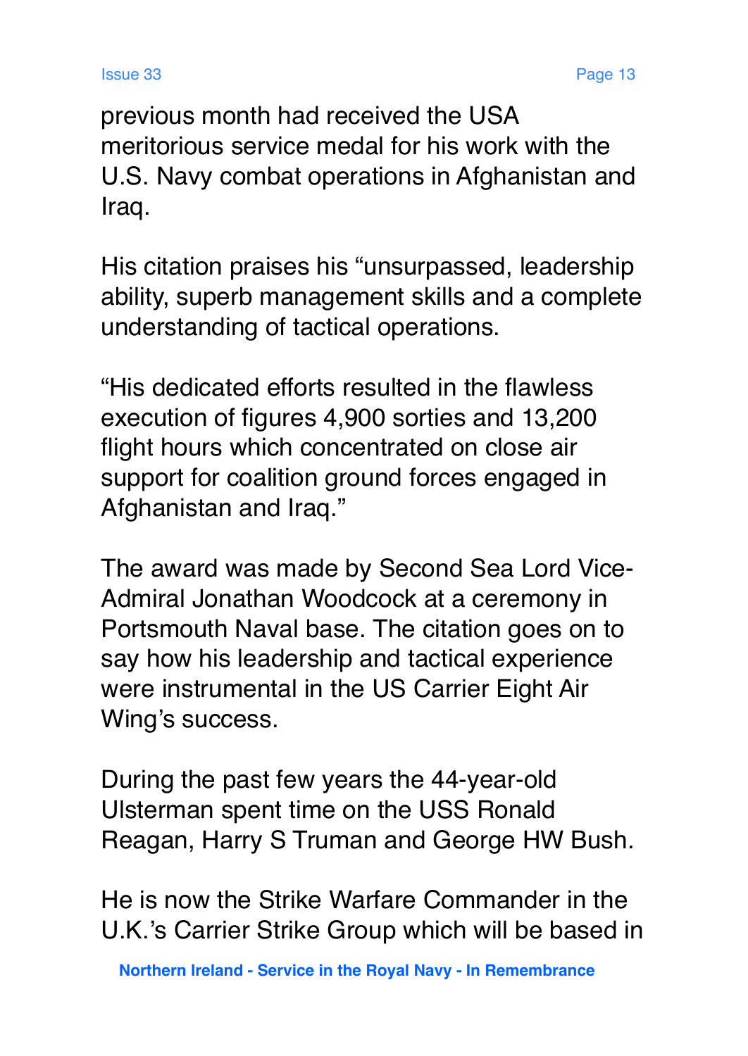previous month had received the USA meritorious service medal for his work with the U.S. Navy combat operations in Afghanistan and Iraq.

His citation praises his “unsurpassed, leadership ability, superb management skills and a complete understanding of tactical operations.

“His dedicated efforts resulted in the flawless execution of figures 4,900 sorties and 13,200 flight hours which concentrated on close air support for coalition ground forces engaged in Afghanistan and Iraq.”

The award was made by Second Sea Lord Vice-Admiral Jonathan Woodcock at a ceremony in Portsmouth Naval base. The citation goes on to say how his leadership and tactical experience were instrumental in the US Carrier Eight Air Wing’s success.

During the past few years the 44-year-old Ulsterman spent time on the USS Ronald Reagan, Harry S Truman and George HW Bush.

He is now the Strike Warfare Commander in the U.K.’s Carrier Strike Group which will be based in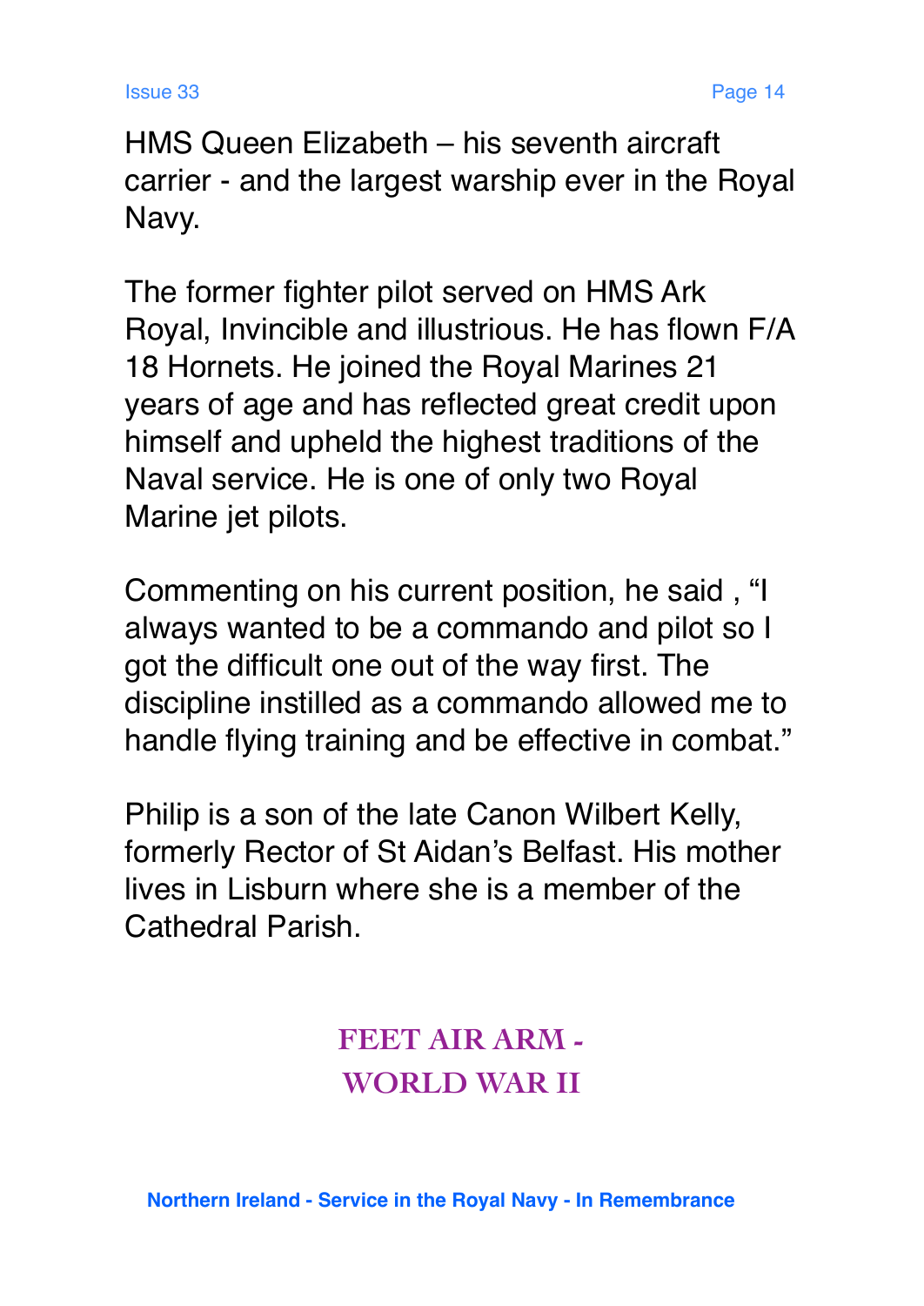HMS Queen Elizabeth – his seventh aircraft carrier - and the largest warship ever in the Royal Navy.

The former fighter pilot served on HMS Ark Royal, Invincible and illustrious. He has flown F/A 18 Hornets. He joined the Royal Marines 21 years of age and has reflected great credit upon himself and upheld the highest traditions of the Naval service. He is one of only two Royal Marine jet pilots.

Commenting on his current position, he said , “I always wanted to be a commando and pilot so I got the difficult one out of the way first. The discipline instilled as a commando allowed me to handle flying training and be effective in combat.”

Philip is a son of the late Canon Wilbert Kelly, formerly Rector of St Aidan’s Belfast. His mother lives in Lisburn where she is a member of the Cathedral Parish.

## FEET AIR ARM - WORLD WAR II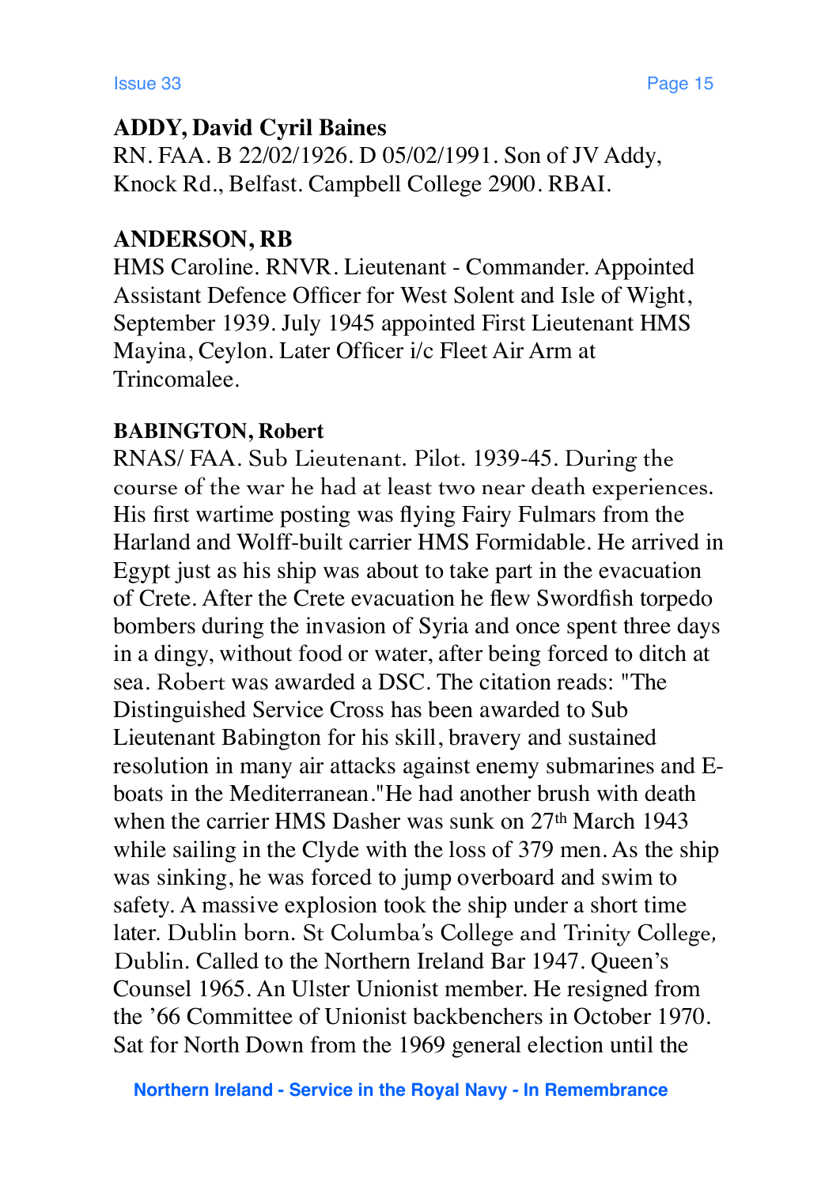**ADDY, David Cyril Baines**
RN. FAA. B 22/02/1926. D 05/02/1991. Son of JV Addy, Knock Rd., Belfast. Campbell College 2900. RBAI.

**ANDERSON, RB**
HMS Caroline. RNVR. Lieutenant - Commander. Appointed Assistant Defence Officer for West Solent and Isle of Wight, September 1939. July 1945 appointed First Lieutenant HMS Mayina, Ceylon. Later Officer i/c Fleet Air Arm at Trincomalee.

**BABINGTON, Robert**
RNAS/ FAA. Sub Lieutenant. Pilot. 1939-45. During the course of the war he had at least two near death experiences. His first wartime posting was flying Fairy Fulmars from the Harland and Wolff-built carrier HMS Formidable. He arrived in Egypt just as his ship was about to take part in the evacuation of Crete. After the Crete evacuation he flew Swordfish torpedo bombers during the invasion of Syria and once spent three days in a dingy, without food or water, after being forced to ditch at sea. Robert was awarded a DSC. The citation reads: "The Distinguished Service Cross has been awarded to Sub Lieutenant Babington for his skill, bravery and sustained resolution in many air attacks against enemy submarines and E-boats in the Mediterranean."He had another brush with death when the carrier HMS Dasher was sunk on 27th March 1943 while sailing in the Clyde with the loss of 379 men. As the ship was sinking, he was forced to jump overboard and swim to safety. A massive explosion took the ship under a short time later. Dublin born. St Columba's College and Trinity College, Dublin. Called to the Northern Ireland Bar 1947. Queen's Counsel 1965. An Ulster Unionist member. He resigned from the '66 Committee of Unionist backbenchers in October 1970. Sat for North Down from the 1969 general election until the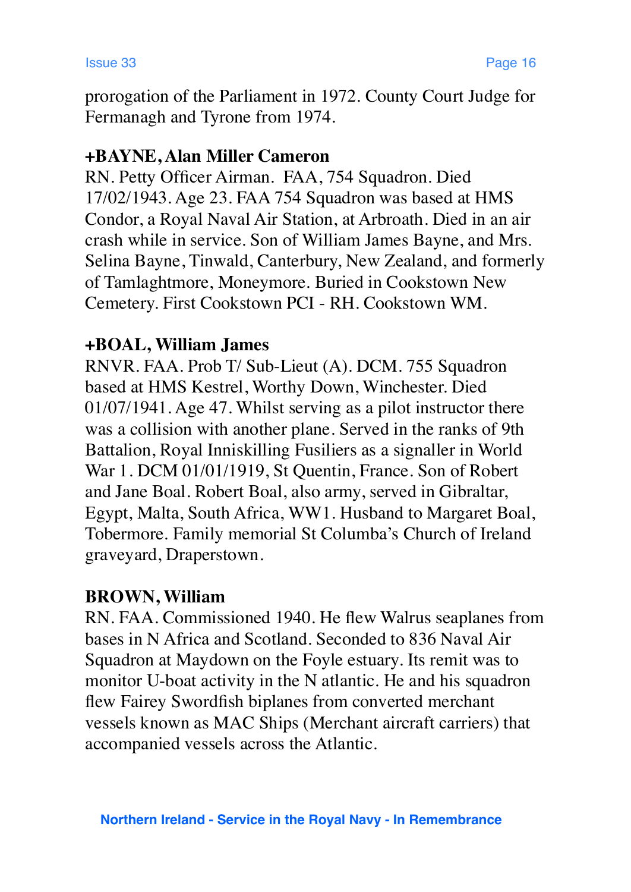prorogation of the Parliament in 1972. County Court Judge for Fermanagh and Tyrone from 1974.

**+BAYNE, Alan Miller Cameron**
RN. Petty Officer Airman. FAA, 754 Squadron. Died 17/02/1943. Age 23. FAA 754 Squadron was based at HMS Condor, a Royal Naval Air Station, at Arbroath. Died in an air crash while in service. Son of William James Bayne, and Mrs. Selina Bayne, Tinwald, Canterbury, New Zealand, and formerly of Tamlaghtmore, Moneymore. Buried in Cookstown New Cemetery. First Cookstown PCI - RH. Cookstown WM.

**+BOAL, William James**
RNVR. FAA. Prob T/ Sub-Lieut (A). DCM. 755 Squadron based at HMS Kestrel, Worthy Down, Winchester. Died 01/07/1941. Age 47. Whilst serving as a pilot instructor there was a collision with another plane. Served in the ranks of 9th Battalion, Royal Inniskilling Fusiliers as a signaller in World War 1. DCM 01/01/1919, St Quentin, France. Son of Robert and Jane Boal. Robert Boal, also army, served in Gibraltar, Egypt, Malta, South Africa, WW1. Husband to Margaret Boal, Tobermore. Family memorial St Columba's Church of Ireland graveyard, Draperstown.

**BROWN, William**
RN. FAA. Commissioned 1940. He flew Walrus seaplanes from bases in N Africa and Scotland. Seconded to 836 Naval Air Squadron at Maydown on the Foyle estuary. Its remit was to monitor U-boat activity in the N atlantic. He and his squadron flew Fairey Swordfish biplanes from converted merchant vessels known as MAC Ships (Merchant aircraft carriers) that accompanied vessels across the Atlantic.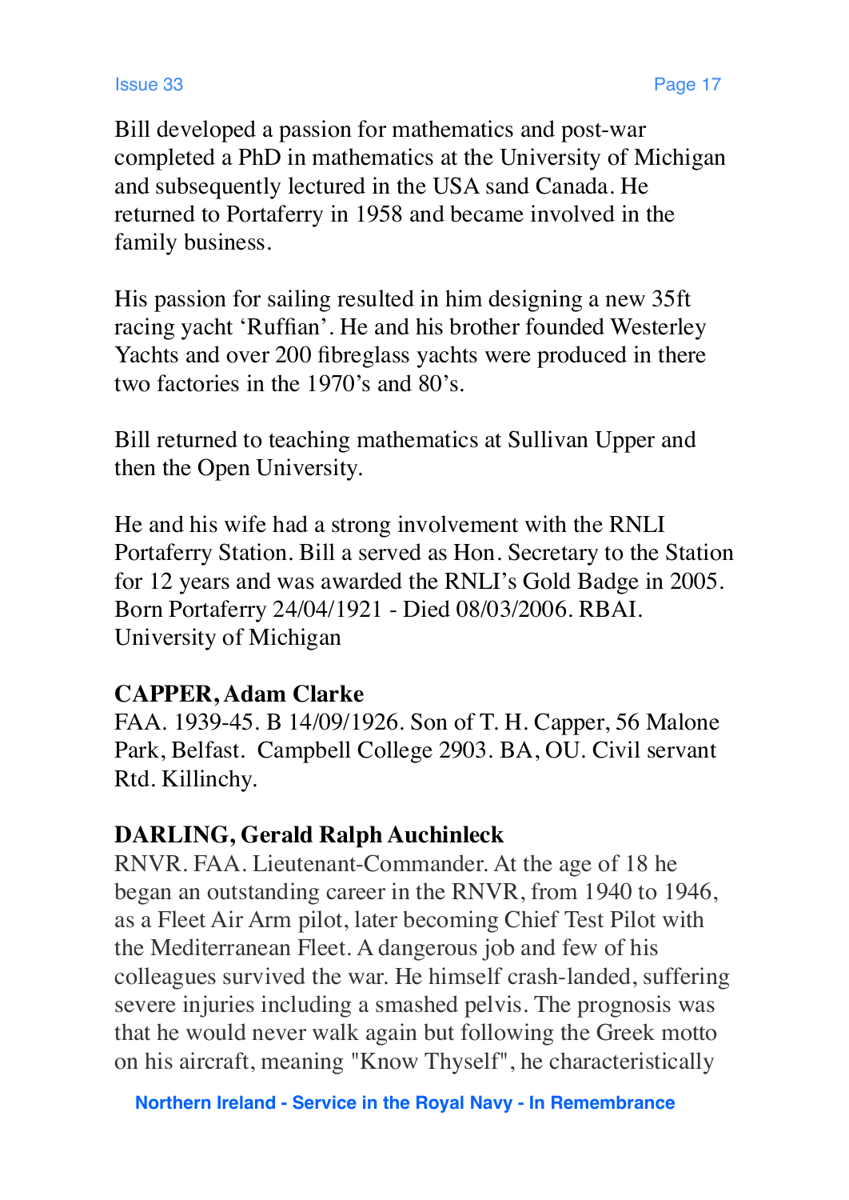Bill developed a passion for mathematics and post-war completed a PhD in mathematics at the University of Michigan and subsequently lectured in the USA sand Canada. He returned to Portaferry in 1958 and became involved in the family business.

His passion for sailing resulted in him designing a new 35ft racing yacht 'Ruffian'. He and his brother founded Westerley Yachts and over 200 fibreglass yachts were produced in there two factories in the 1970's and 80's.

Bill returned to teaching mathematics at Sullivan Upper and then the Open University.

He and his wife had a strong involvement with the RNLI Portaferry Station. Bill a served as Hon. Secretary to the Station for 12 years and was awarded the RNLI's Gold Badge in 2005. Born Portaferry 24/04/1921 - Died 08/03/2006. RBAI. University of Michigan

**CAPPER, Adam Clarke**
FAA. 1939-45. B 14/09/1926. Son of T. H. Capper, 56 Malone Park, Belfast. Campbell College 2903. BA, OU. Civil servant Rtd. Killinchy.

**DARLING, Gerald Ralph Auchinleck**
RNVR. FAA. Lieutenant-Commander. At the age of 18 he began an outstanding career in the RNVR, from 1940 to 1946, as a Fleet Air Arm pilot, later becoming Chief Test Pilot with the Mediterranean Fleet. A dangerous job and few of his colleagues survived the war. He himself crash-landed, suffering severe injuries including a smashed pelvis. The prognosis was that he would never walk again but following the Greek motto on his aircraft, meaning "Know Thyself", he characteristically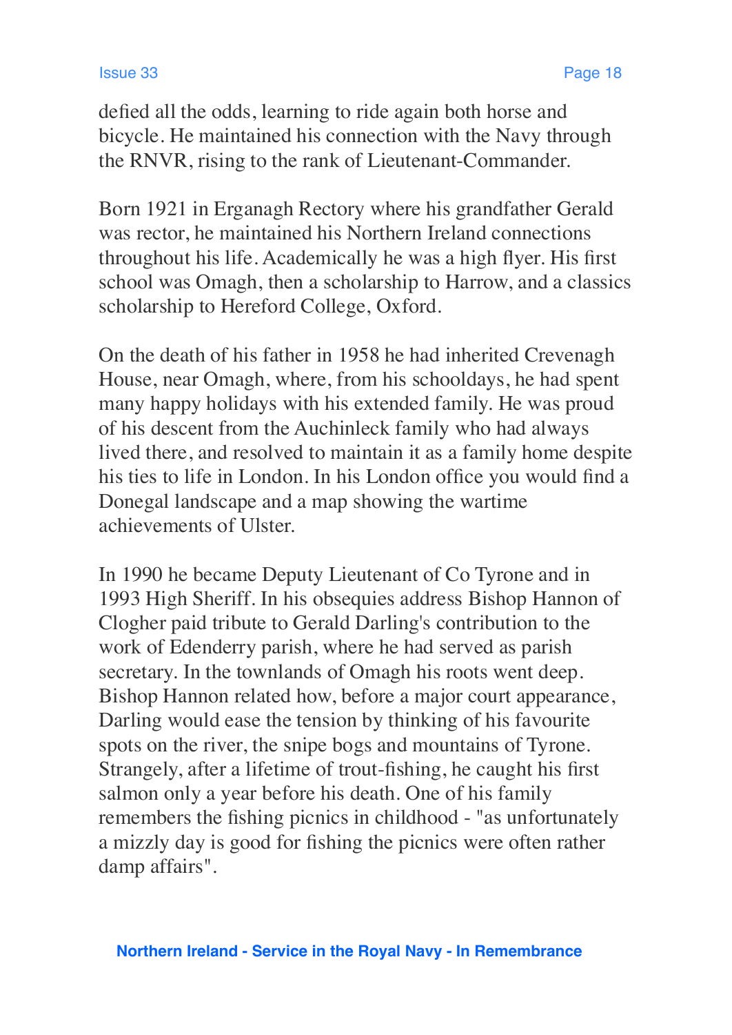defied all the odds, learning to ride again both horse and bicycle. He maintained his connection with the Navy through the RNVR, rising to the rank of Lieutenant-Commander.

Born 1921 in Erganagh Rectory where his grandfather Gerald was rector, he maintained his Northern Ireland connections throughout his life. Academically he was a high flyer. His first school was Omagh, then a scholarship to Harrow, and a classics scholarship to Hereford College, Oxford.

On the death of his father in 1958 he had inherited Crevenagh House, near Omagh, where, from his schooldays, he had spent many happy holidays with his extended family. He was proud of his descent from the Auchinleck family who had always lived there, and resolved to maintain it as a family home despite his ties to life in London. In his London office you would find a Donegal landscape and a map showing the wartime achievements of Ulster.

In 1990 he became Deputy Lieutenant of Co Tyrone and in 1993 High Sheriff. In his obsequies address Bishop Hannon of Clogher paid tribute to Gerald Darling's contribution to the work of Edenderry parish, where he had served as parish secretary. In the townlands of Omagh his roots went deep. Bishop Hannon related how, before a major court appearance, Darling would ease the tension by thinking of his favourite spots on the river, the snipe bogs and mountains of Tyrone. Strangely, after a lifetime of trout-fishing, he caught his first salmon only a year before his death. One of his family remembers the fishing picnics in childhood - "as unfortunately a mizzly day is good for fishing the picnics were often rather damp affairs".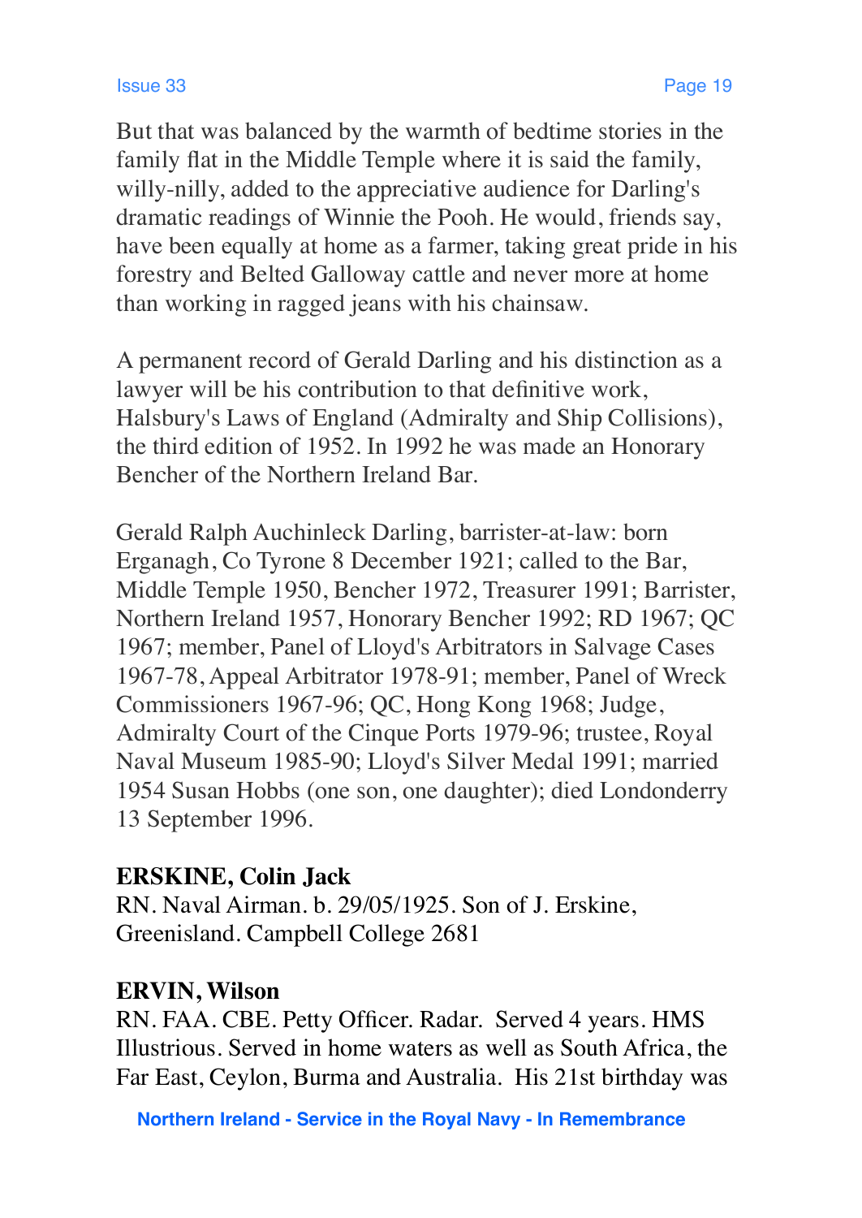But that was balanced by the warmth of bedtime stories in the family flat in the Middle Temple where it is said the family, willy-nilly, added to the appreciative audience for Darling's dramatic readings of Winnie the Pooh. He would, friends say, have been equally at home as a farmer, taking great pride in his forestry and Belted Galloway cattle and never more at home than working in ragged jeans with his chainsaw.

A permanent record of Gerald Darling and his distinction as a lawyer will be his contribution to that definitive work, Halsbury's Laws of England (Admiralty and Ship Collisions), the third edition of 1952. In 1992 he was made an Honorary Bencher of the Northern Ireland Bar.

Gerald Ralph Auchinleck Darling, barrister-at-law: born Erganagh, Co Tyrone 8 December 1921; called to the Bar, Middle Temple 1950, Bencher 1972, Treasurer 1991; Barrister, Northern Ireland 1957, Honorary Bencher 1992; RD 1967; QC 1967; member, Panel of Lloyd's Arbitrators in Salvage Cases 1967-78, Appeal Arbitrator 1978-91; member, Panel of Wreck Commissioners 1967-96; QC, Hong Kong 1968; Judge, Admiralty Court of the Cinque Ports 1979-96; trustee, Royal Naval Museum 1985-90; Lloyd's Silver Medal 1991; married 1954 Susan Hobbs (one son, one daughter); died Londonderry 13 September 1996.

**ERSKINE, Colin Jack**
RN. Naval Airman. b. 29/05/1925. Son of J. Erskine, Greenisland. Campbell College 2681

**ERVIN, Wilson**
RN. FAA. CBE. Petty Officer. Radar. Served 4 years. HMS Illustrious. Served in home waters as well as South Africa, the Far East, Ceylon, Burma and Australia. His 21st birthday was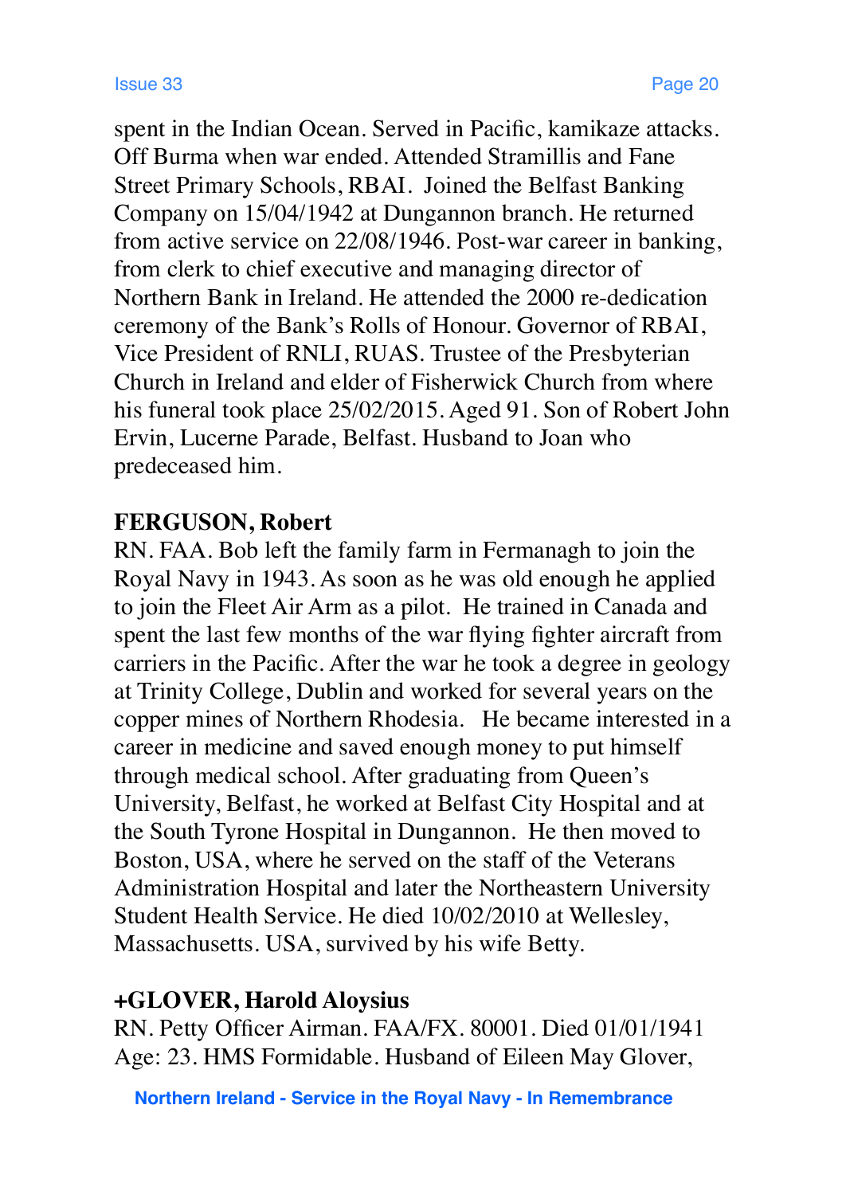spent in the Indian Ocean. Served in Pacific, kamikaze attacks. Off Burma when war ended. Attended Stramillis and Fane Street Primary Schools, RBAI. Joined the Belfast Banking Company on 15/04/1942 at Dungannon branch. He returned from active service on 22/08/1946. Post-war career in banking, from clerk to chief executive and managing director of Northern Bank in Ireland. He attended the 2000 re-dedication ceremony of the Bank's Rolls of Honour. Governor of RBAI, Vice President of RNLI, RUAS. Trustee of the Presbyterian Church in Ireland and elder of Fisherwick Church from where his funeral took place 25/02/2015. Aged 91. Son of Robert John Ervin, Lucerne Parade, Belfast. Husband to Joan who predeceased him.

**FERGUSON, Robert**

RN. FAA. Bob left the family farm in Fermanagh to join the Royal Navy in 1943. As soon as he was old enough he applied to join the Fleet Air Arm as a pilot. He trained in Canada and spent the last few months of the war flying fighter aircraft from carriers in the Pacific. After the war he took a degree in geology at Trinity College, Dublin and worked for several years on the copper mines of Northern Rhodesia. He became interested in a career in medicine and saved enough money to put himself through medical school. After graduating from Queen's University, Belfast, he worked at Belfast City Hospital and at the South Tyrone Hospital in Dungannon. He then moved to Boston, USA, where he served on the staff of the Veterans Administration Hospital and later the Northeastern University Student Health Service. He died 10/02/2010 at Wellesley, Massachusetts. USA, survived by his wife Betty.

**+GLOVER, Harold Aloysius**

RN. Petty Officer Airman. FAA/FX. 80001. Died 01/01/1941 Age: 23. HMS Formidable. Husband of Eileen May Glover,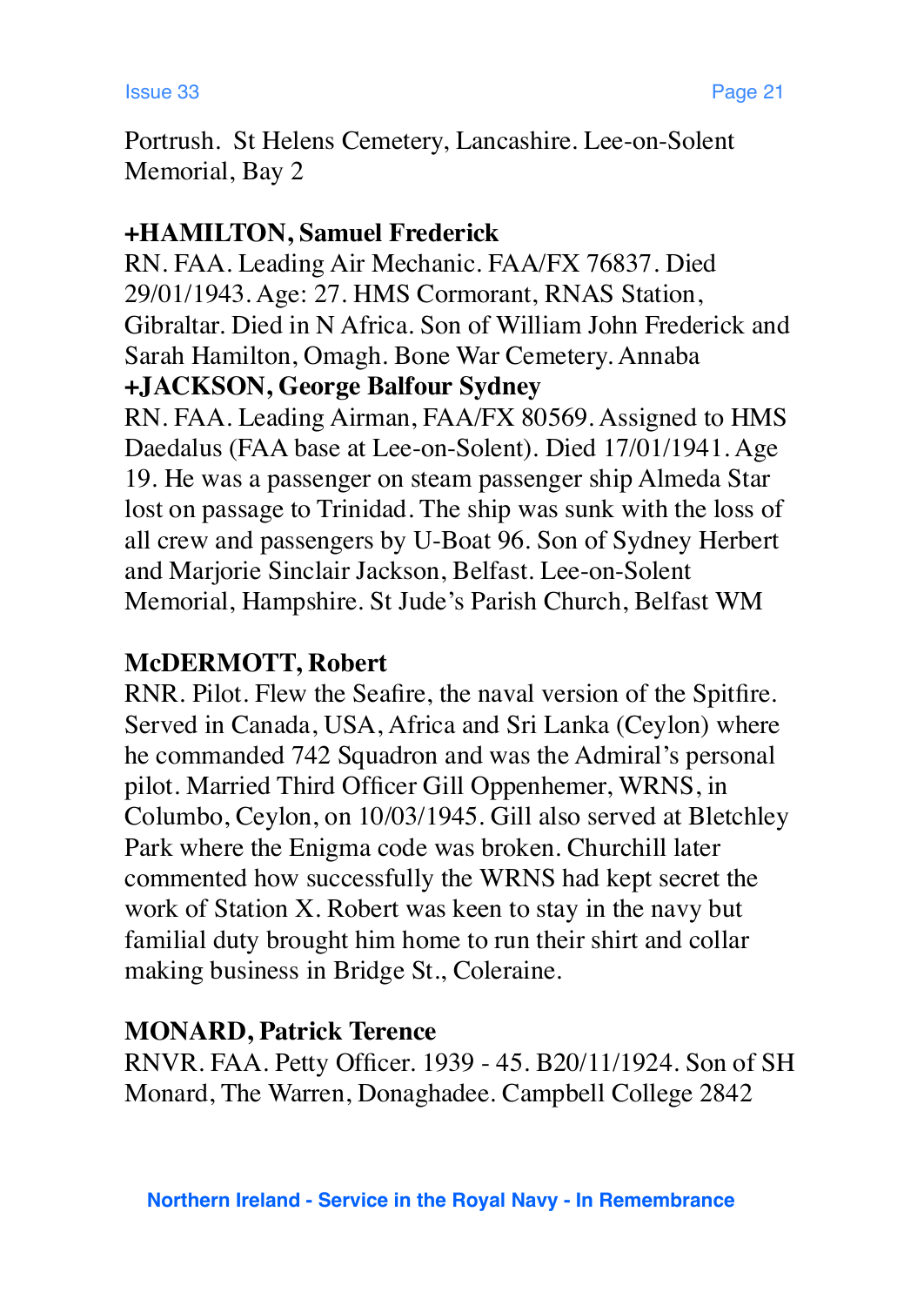Portrush. St Helens Cemetery, Lancashire. Lee-on-Solent Memorial, Bay 2

**+HAMILTON, Samuel Frederick**
RN. FAA. Leading Air Mechanic. FAA/FX 76837. Died 29/01/1943. Age: 27. HMS Cormorant, RNAS Station, Gibraltar. Died in N Africa. Son of William John Frederick and Sarah Hamilton, Omagh. Bone War Cemetery. Annaba
**+JACKSON, George Balfour Sydney**
RN. FAA. Leading Airman, FAA/FX 80569. Assigned to HMS Daedalus (FAA base at Lee-on-Solent). Died 17/01/1941. Age 19. He was a passenger on steam passenger ship Almeda Star lost on passage to Trinidad. The ship was sunk with the loss of all crew and passengers by U-Boat 96. Son of Sydney Herbert and Marjorie Sinclair Jackson, Belfast. Lee-on-Solent Memorial, Hampshire. St Jude's Parish Church, Belfast WM

**McDERMOTT, Robert**
RNR. Pilot. Flew the Seafire, the naval version of the Spitfire. Served in Canada, USA, Africa and Sri Lanka (Ceylon) where he commanded 742 Squadron and was the Admiral's personal pilot. Married Third Officer Gill Oppenhemer, WRNS, in Columbo, Ceylon, on 10/03/1945. Gill also served at Bletchley Park where the Enigma code was broken. Churchill later commented how successfully the WRNS had kept secret the work of Station X. Robert was keen to stay in the navy but familial duty brought him home to run their shirt and collar making business in Bridge St., Coleraine.

**MONARD, Patrick Terence**
RNVR. FAA. Petty Officer. 1939 - 45. B20/11/1924. Son of SH Monard, The Warren, Donaghadee. Campbell College 2842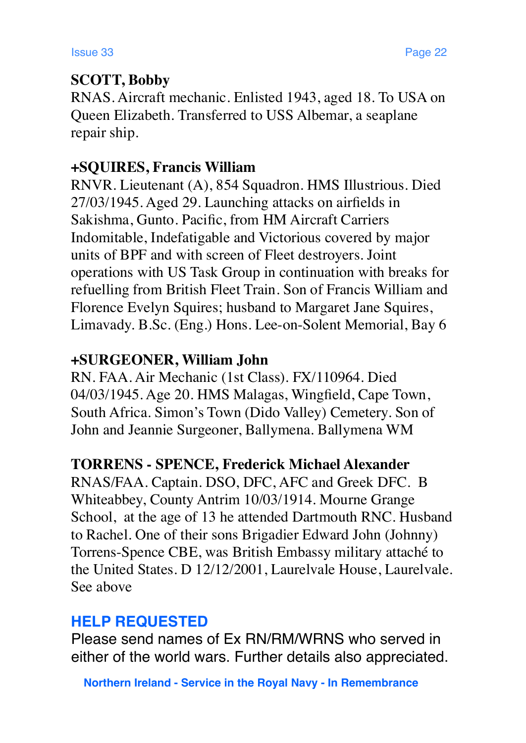**SCOTT, Bobby**

RNAS. Aircraft mechanic. Enlisted 1943, aged 18. To USA on Queen Elizabeth. Transferred to USS Albemar, a seaplane repair ship.

**+SQUIRES, Francis William**

RNVR. Lieutenant (A), 854 Squadron. HMS Illustrious. Died 27/03/1945. Aged 29. Launching attacks on airfields in Sakishma, Gunto. Pacific, from HM Aircraft Carriers Indomitable, Indefatigable and Victorious covered by major units of BPF and with screen of Fleet destroyers. Joint operations with US Task Group in continuation with breaks for refuelling from British Fleet Train. Son of Francis William and Florence Evelyn Squires; husband to Margaret Jane Squires, Limavady. B.Sc. (Eng.) Hons. Lee-on-Solent Memorial, Bay 6

**+SURGEONER, William John**

RN. FAA. Air Mechanic (1st Class). FX/110964. Died 04/03/1945. Age 20. HMS Malagas, Wingfield, Cape Town, South Africa. Simon's Town (Dido Valley) Cemetery. Son of John and Jeannie Surgeoner, Ballymena. Ballymena WM

**TORRENS - SPENCE, Frederick Michael Alexander**

RNAS/FAA. Captain. DSO, DFC, AFC and Greek DFC. B Whiteabbey, County Antrim 10/03/1914. Mourne Grange School, at the age of 13 he attended Dartmouth RNC. Husband to Rachel. One of their sons Brigadier Edward John (Johnny) Torrens-Spence CBE, was British Embassy military attaché to the United States. D 12/12/2001, Laurelvale House, Laurelvale. See above

## HELP REQUESTED

Please send names of Ex RN/RM/WRNS who served in either of the world wars. Further details also appreciated.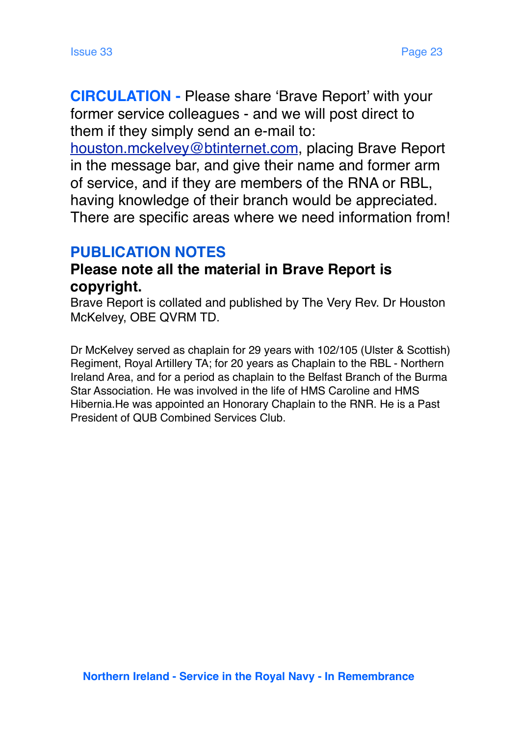**CIRCULATION -** Please share 'Brave Report' with your former service colleagues - and we will post direct to them if they simply send an e-mail to: houston.mckelvey@btinternet.com, placing Brave Report in the message bar, and give their name and former arm of service, and if they are members of the RNA or RBL, having knowledge of their branch would be appreciated. There are specific areas where we need information from!

## PUBLICATION NOTES

**Please note all the material in Brave Report is copyright.**

Brave Report is collated and published by The Very Rev. Dr Houston McKelvey, OBE QVRM TD.

Dr McKelvey served as chaplain for 29 years with 102/105 (Ulster & Scottish) Regiment, Royal Artillery TA; for 20 years as Chaplain to the RBL - Northern Ireland Area, and for a period as chaplain to the Belfast Branch of the Burma Star Association. He was involved in the life of HMS Caroline and HMS Hibernia.He was appointed an Honorary Chaplain to the RNR. He is a Past President of QUB Combined Services Club.